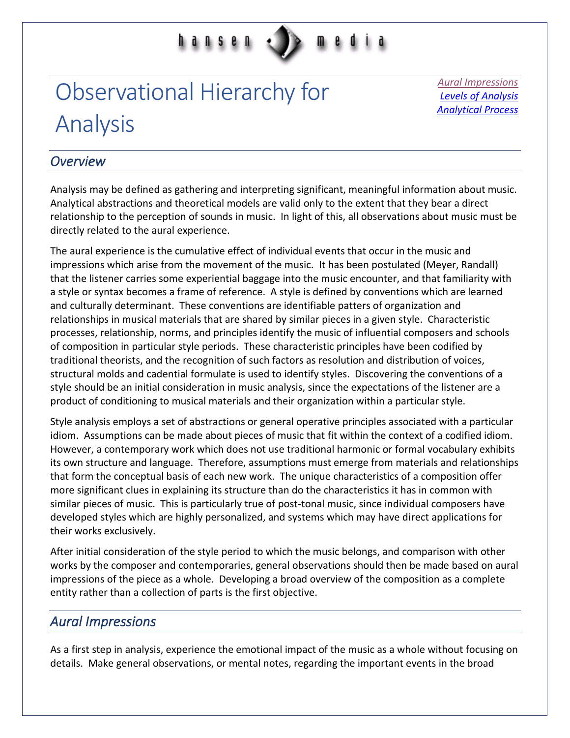# Observational Hierarchy for Analysis

*Aural Impressions*
*Levels of Analysis*
*Analytical Process*

## *Overview*

Analysis may be defined as gathering and interpreting significant, meaningful information about music. Analytical abstractions and theoretical models are valid only to the extent that they bear a direct relationship to the perception of sounds in music. In light of this, all observations about music must be directly related to the aural experience.

The aural experience is the cumulative effect of individual events that occur in the music and impressions which arise from the movement of the music. It has been postulated (Meyer, Randall) that the listener carries some experiential baggage into the music encounter, and that familiarity with a style or syntax becomes a frame of reference. A style is defined by conventions which are learned and culturally determinant. These conventions are identifiable patters of organization and relationships in musical materials that are shared by similar pieces in a given style. Characteristic processes, relationship, norms, and principles identify the music of influential composers and schools of composition in particular style periods. These characteristic principles have been codified by traditional theorists, and the recognition of such factors as resolution and distribution of voices, structural molds and cadential formulate is used to identify styles. Discovering the conventions of a style should be an initial consideration in music analysis, since the expectations of the listener are a product of conditioning to musical materials and their organization within a particular style.

Style analysis employs a set of abstractions or general operative principles associated with a particular idiom. Assumptions can be made about pieces of music that fit within the context of a codified idiom. However, a contemporary work which does not use traditional harmonic or formal vocabulary exhibits its own structure and language. Therefore, assumptions must emerge from materials and relationships that form the conceptual basis of each new work. The unique characteristics of a composition offer more significant clues in explaining its structure than do the characteristics it has in common with similar pieces of music. This is particularly true of post-tonal music, since individual composers have developed styles which are highly personalized, and systems which may have direct applications for their works exclusively.

After initial consideration of the style period to which the music belongs, and comparison with other works by the composer and contemporaries, general observations should then be made based on aural impressions of the piece as a whole. Developing a broad overview of the composition as a complete entity rather than a collection of parts is the first objective.

## *Aural Impressions*

As a first step in analysis, experience the emotional impact of the music as a whole without focusing on details. Make general observations, or mental notes, regarding the important events in the broad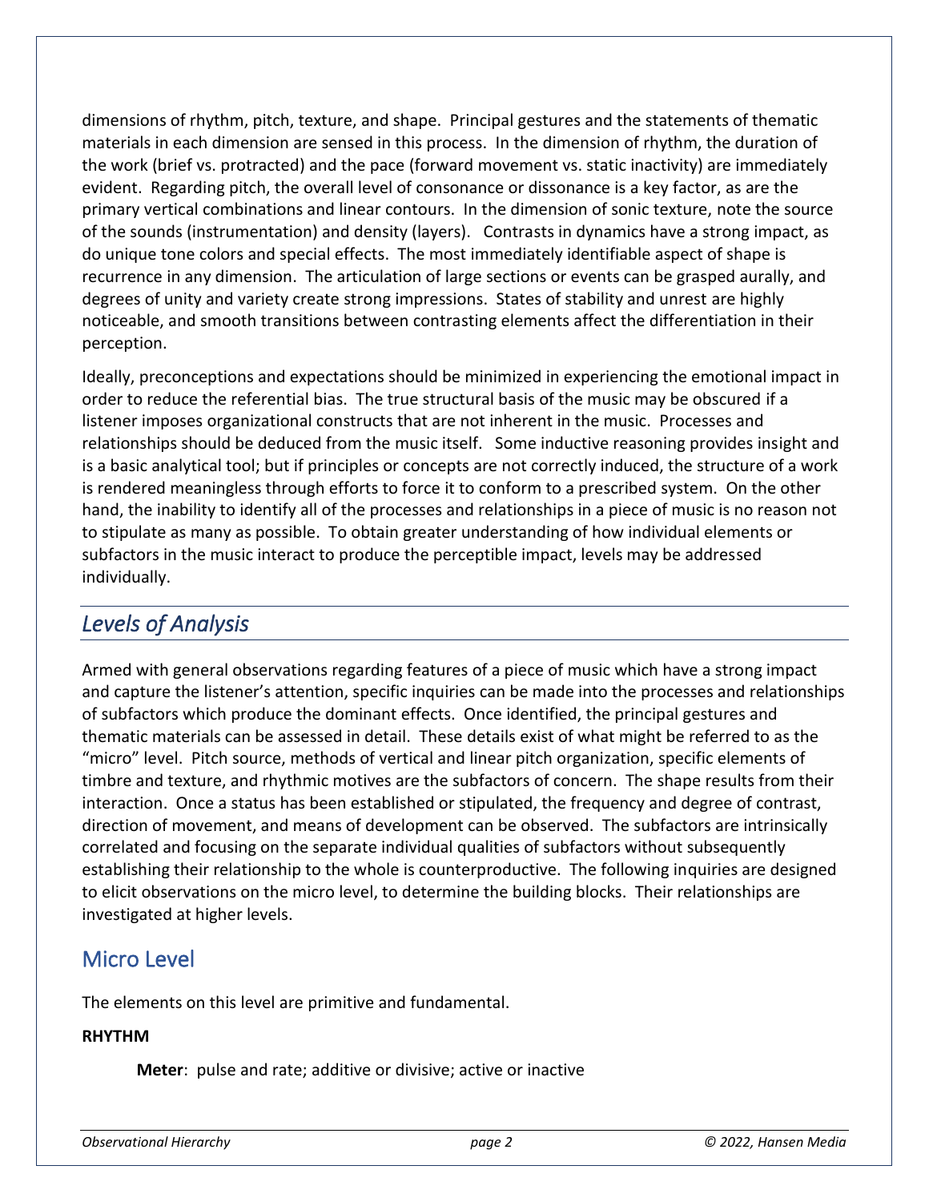dimensions of rhythm, pitch, texture, and shape. Principal gestures and the statements of thematic materials in each dimension are sensed in this process. In the dimension of rhythm, the duration of the work (brief vs. protracted) and the pace (forward movement vs. static inactivity) are immediately evident. Regarding pitch, the overall level of consonance or dissonance is a key factor, as are the primary vertical combinations and linear contours. In the dimension of sonic texture, note the source of the sounds (instrumentation) and density (layers). Contrasts in dynamics have a strong impact, as do unique tone colors and special effects. The most immediately identifiable aspect of shape is recurrence in any dimension. The articulation of large sections or events can be grasped aurally, and degrees of unity and variety create strong impressions. States of stability and unrest are highly noticeable, and smooth transitions between contrasting elements affect the differentiation in their perception.

Ideally, preconceptions and expectations should be minimized in experiencing the emotional impact in order to reduce the referential bias. The true structural basis of the music may be obscured if a listener imposes organizational constructs that are not inherent in the music. Processes and relationships should be deduced from the music itself. Some inductive reasoning provides insight and is a basic analytical tool; but if principles or concepts are not correctly induced, the structure of a work is rendered meaningless through efforts to force it to conform to a prescribed system. On the other hand, the inability to identify all of the processes and relationships in a piece of music is no reason not to stipulate as many as possible. To obtain greater understanding of how individual elements or subfactors in the music interact to produce the perceptible impact, levels may be addressed individually.

## *Levels of Analysis*

Armed with general observations regarding features of a piece of music which have a strong impact and capture the listener's attention, specific inquiries can be made into the processes and relationships of subfactors which produce the dominant effects. Once identified, the principal gestures and thematic materials can be assessed in detail. These details exist of what might be referred to as the "micro" level. Pitch source, methods of vertical and linear pitch organization, specific elements of timbre and texture, and rhythmic motives are the subfactors of concern. The shape results from their interaction. Once a status has been established or stipulated, the frequency and degree of contrast, direction of movement, and means of development can be observed. The subfactors are intrinsically correlated and focusing on the separate individual qualities of subfactors without subsequently establishing their relationship to the whole is counterproductive. The following inquiries are designed to elicit observations on the micro level, to determine the building blocks. Their relationships are investigated at higher levels.

### Micro Level

The elements on this level are primitive and fundamental.

**RHYTHM**

**Meter**: pulse and rate; additive or divisive; active or inactive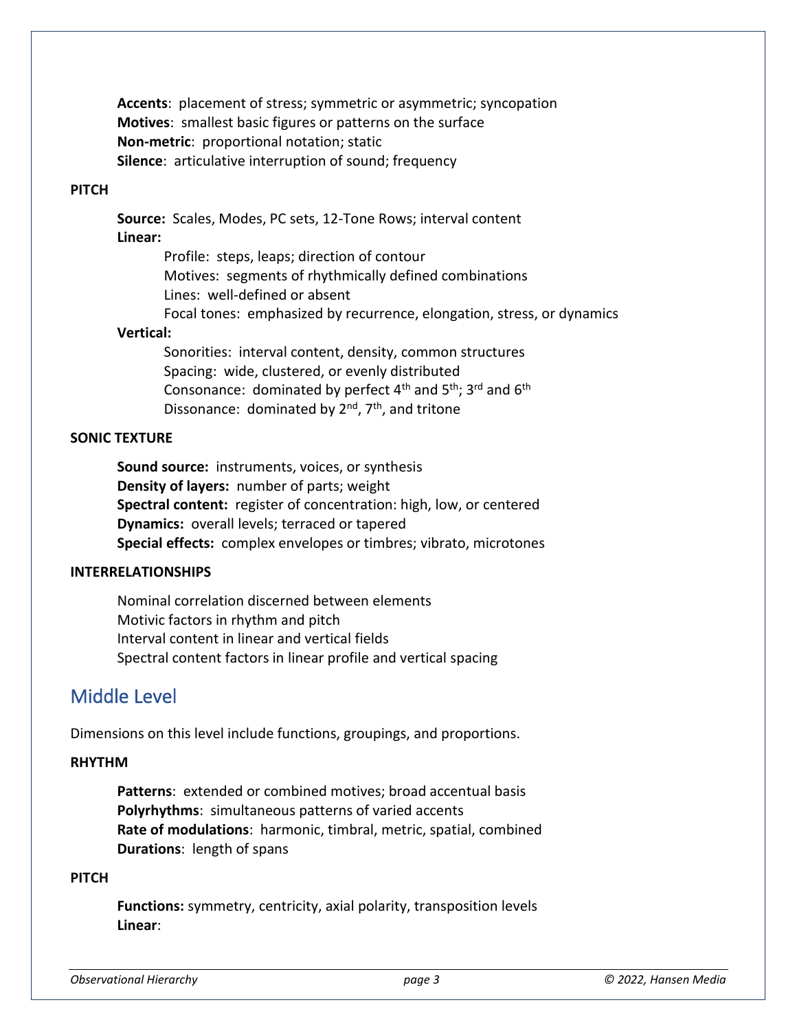**Accents**: placement of stress; symmetric or asymmetric; syncopation
**Motives**: smallest basic figures or patterns on the surface
**Non-metric**: proportional notation; static
**Silence**: articulative interruption of sound; frequency

**PITCH**

**Source:** Scales, Modes, PC sets, 12-Tone Rows; interval content
**Linear:**

Profile: steps, leaps; direction of contour
Motives: segments of rhythmically defined combinations
Lines: well-defined or absent
Focal tones: emphasized by recurrence, elongation, stress, or dynamics

**Vertical:**

Sonorities: interval content, density, common structures
Spacing: wide, clustered, or evenly distributed
Consonance: dominated by perfect 4th and 5th; 3rd and 6th
Dissonance: dominated by 2nd, 7th, and tritone

**SONIC TEXTURE**

**Sound source:** instruments, voices, or synthesis
**Density of layers:** number of parts; weight
**Spectral content:** register of concentration: high, low, or centered
**Dynamics:** overall levels; terraced or tapered
**Special effects:** complex envelopes or timbres; vibrato, microtones

**INTERRELATIONSHIPS**

Nominal correlation discerned between elements
Motivic factors in rhythm and pitch
Interval content in linear and vertical fields
Spectral content factors in linear profile and vertical spacing

## Middle Level

Dimensions on this level include functions, groupings, and proportions.

**RHYTHM**

**Patterns**: extended or combined motives; broad accentual basis
**Polyrhythms**: simultaneous patterns of varied accents
**Rate of modulations**: harmonic, timbral, metric, spatial, combined
**Durations**: length of spans

**PITCH**

**Functions:** symmetry, centricity, axial polarity, transposition levels
**Linear**: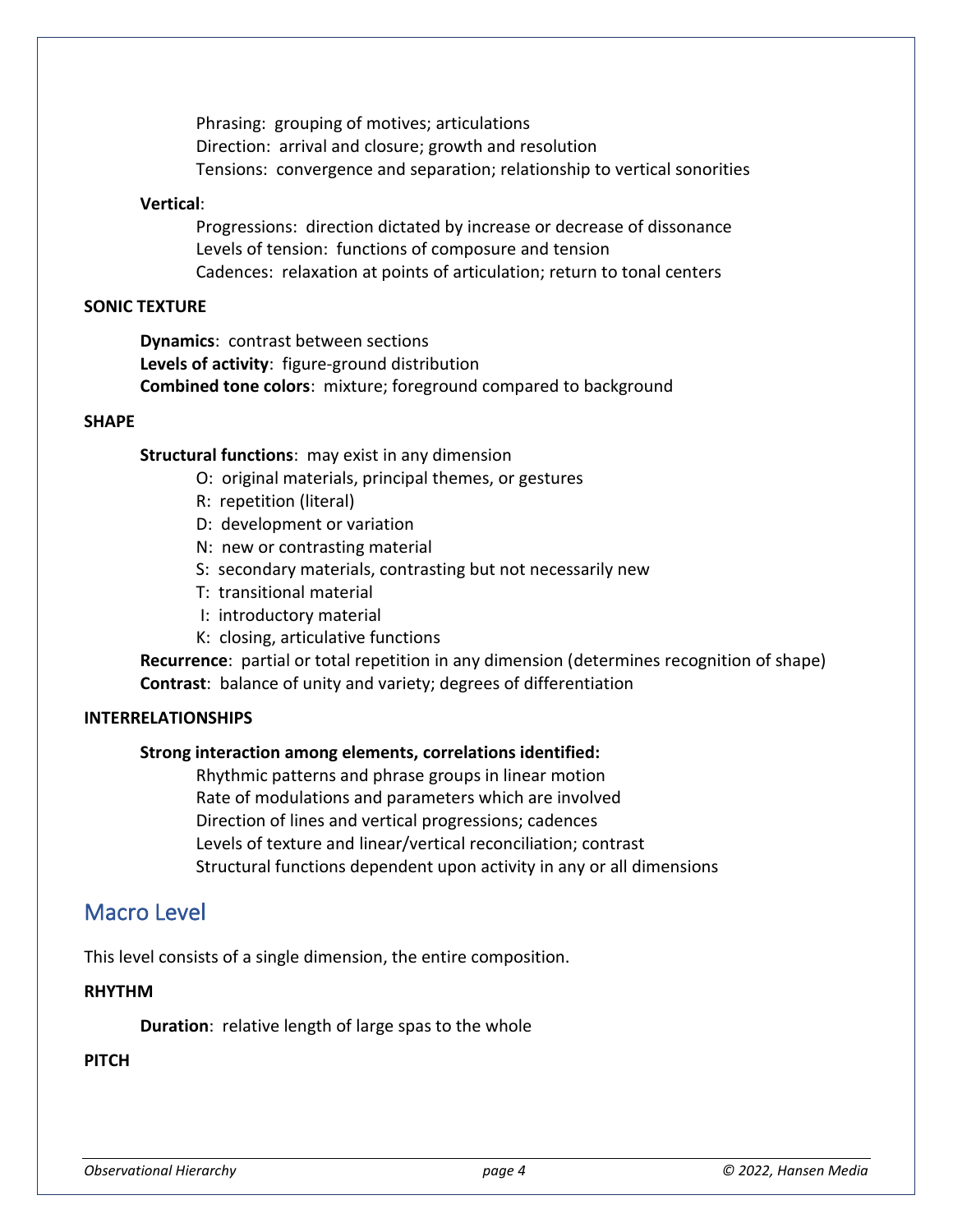Phrasing: grouping of motives; articulations
Direction: arrival and closure; growth and resolution
Tensions: convergence and separation; relationship to vertical sonorities

**Vertical**:

Progressions: direction dictated by increase or decrease of dissonance
Levels of tension: functions of composure and tension
Cadences: relaxation at points of articulation; return to tonal centers

**SONIC TEXTURE**

**Dynamics**: contrast between sections
**Levels of activity**: figure-ground distribution
**Combined tone colors**: mixture; foreground compared to background

**SHAPE**

**Structural functions**: may exist in any dimension

O: original materials, principal themes, or gestures
R: repetition (literal)
D: development or variation
N: new or contrasting material
S: secondary materials, contrasting but not necessarily new
T: transitional material
I: introductory material
K: closing, articulative functions

**Recurrence**: partial or total repetition in any dimension (determines recognition of shape)
**Contrast**: balance of unity and variety; degrees of differentiation

**INTERRELATIONSHIPS**

**Strong interaction among elements, correlations identified:**

Rhythmic patterns and phrase groups in linear motion
Rate of modulations and parameters which are involved
Direction of lines and vertical progressions; cadences
Levels of texture and linear/vertical reconciliation; contrast
Structural functions dependent upon activity in any or all dimensions

## Macro Level

This level consists of a single dimension, the entire composition.

**RHYTHM**

**Duration**: relative length of large spas to the whole

**PITCH**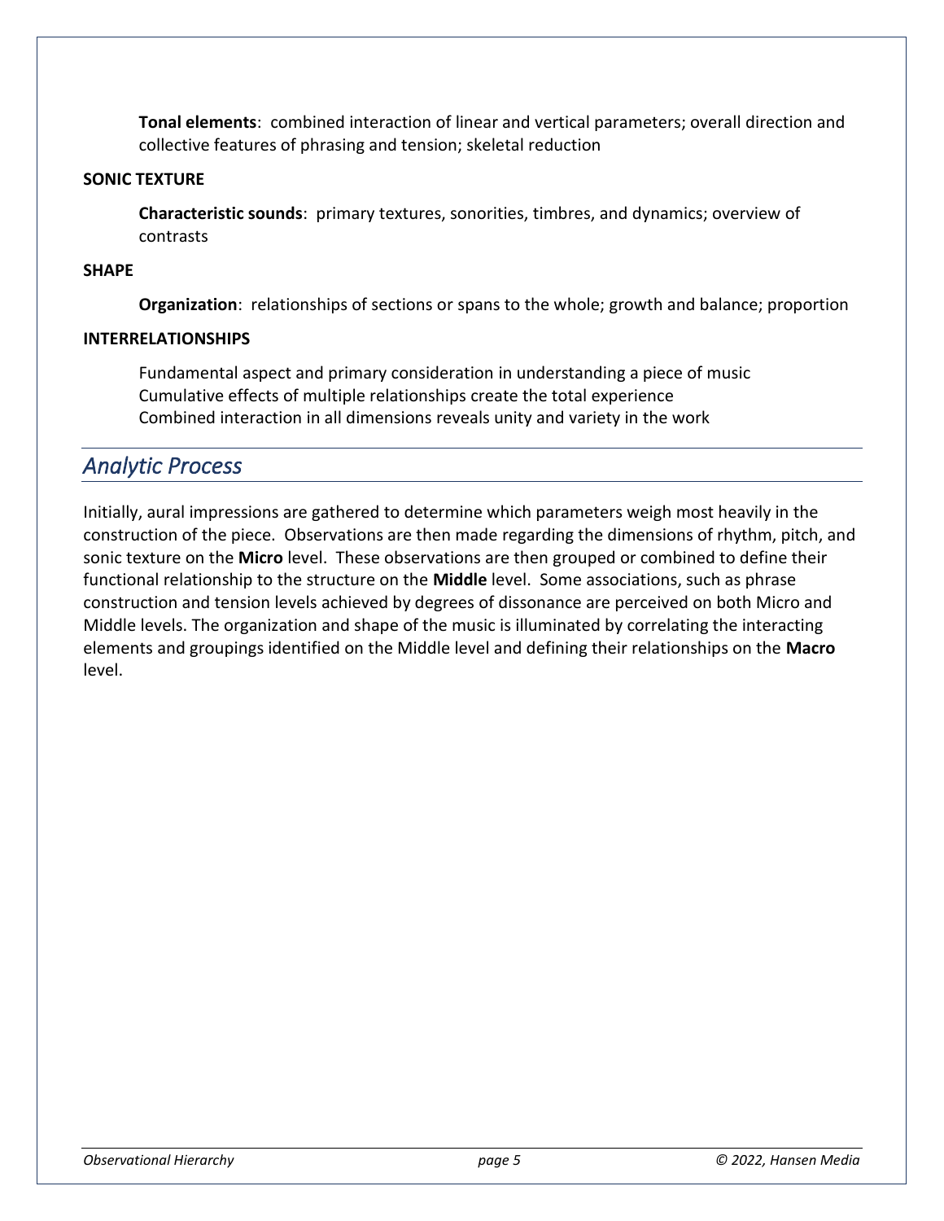**Tonal elements**: combined interaction of linear and vertical parameters; overall direction and collective features of phrasing and tension; skeletal reduction

**SONIC TEXTURE**

**Characteristic sounds**: primary textures, sonorities, timbres, and dynamics; overview of contrasts

**SHAPE**

**Organization**: relationships of sections or spans to the whole; growth and balance; proportion

**INTERRELATIONSHIPS**

Fundamental aspect and primary consideration in understanding a piece of music
Cumulative effects of multiple relationships create the total experience
Combined interaction in all dimensions reveals unity and variety in the work

## *Analytic Process*

Initially, aural impressions are gathered to determine which parameters weigh most heavily in the construction of the piece. Observations are then made regarding the dimensions of rhythm, pitch, and sonic texture on the **Micro** level. These observations are then grouped or combined to define their functional relationship to the structure on the **Middle** level. Some associations, such as phrase construction and tension levels achieved by degrees of dissonance are perceived on both Micro and Middle levels. The organization and shape of the music is illuminated by correlating the interacting elements and groupings identified on the Middle level and defining their relationships on the **Macro** level.